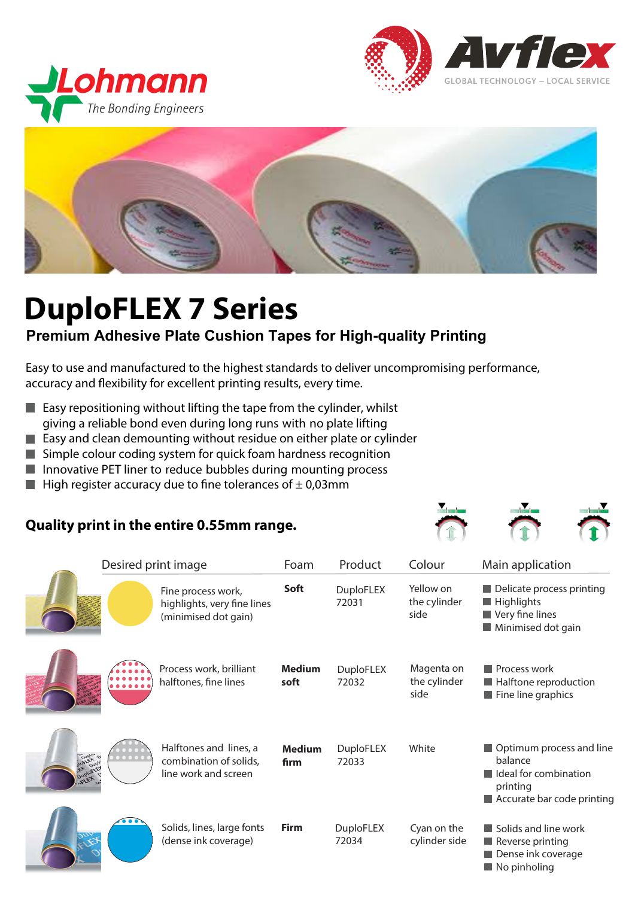Lohmann
*The Bonding Engineers*

Avflex
GLOBAL TECHNOLOGY – LOCAL SERVICE

# DuploFLEX 7 Series

## Premium Adhesive Plate Cushion Tapes for High-quality Printing

Easy to use and manufactured to the highest standards to deliver uncompromising performance, accuracy and flexibility for excellent printing results, every time.

- Easy repositioning without lifting the tape from the cylinder, whilst giving a reliable bond even during long runs with no plate lifting
- Easy and clean demounting without residue on either plate or cylinder
- Simple colour coding system for quick foam hardness recognition
- Innovative PET liner to reduce bubbles during mounting process
- High register accuracy due to fine tolerances of ± 0,03mm

### Quality print in the entire 0.55mm range.

| Desired print image | Foam | Product | Colour | Main application |
|---|---|---|---|---|
| Fine process work, highlights, very fine lines (minimised dot gain) | **Soft** | DuploFLEX 72031 | Yellow on the cylinder side | Delicate process printing; Highlights; Very fine lines; Minimised dot gain |
| Process work, brilliant halftones, fine lines | **Medium soft** | DuploFLEX 72032 | Magenta on the cylinder side | Process work; Halftone reproduction; Fine line graphics |
| Halftones and lines, a combination of solids, line work and screen | **Medium firm** | DuploFLEX 72033 | White | Optimum process and line balance; Ideal for combination printing; Accurate bar code printing |
| Solids, lines, large fonts (dense ink coverage) | **Firm** | DuploFLEX 72034 | Cyan on the cylinder side | Solids and line work; Reverse printing; Dense ink coverage; No pinholing |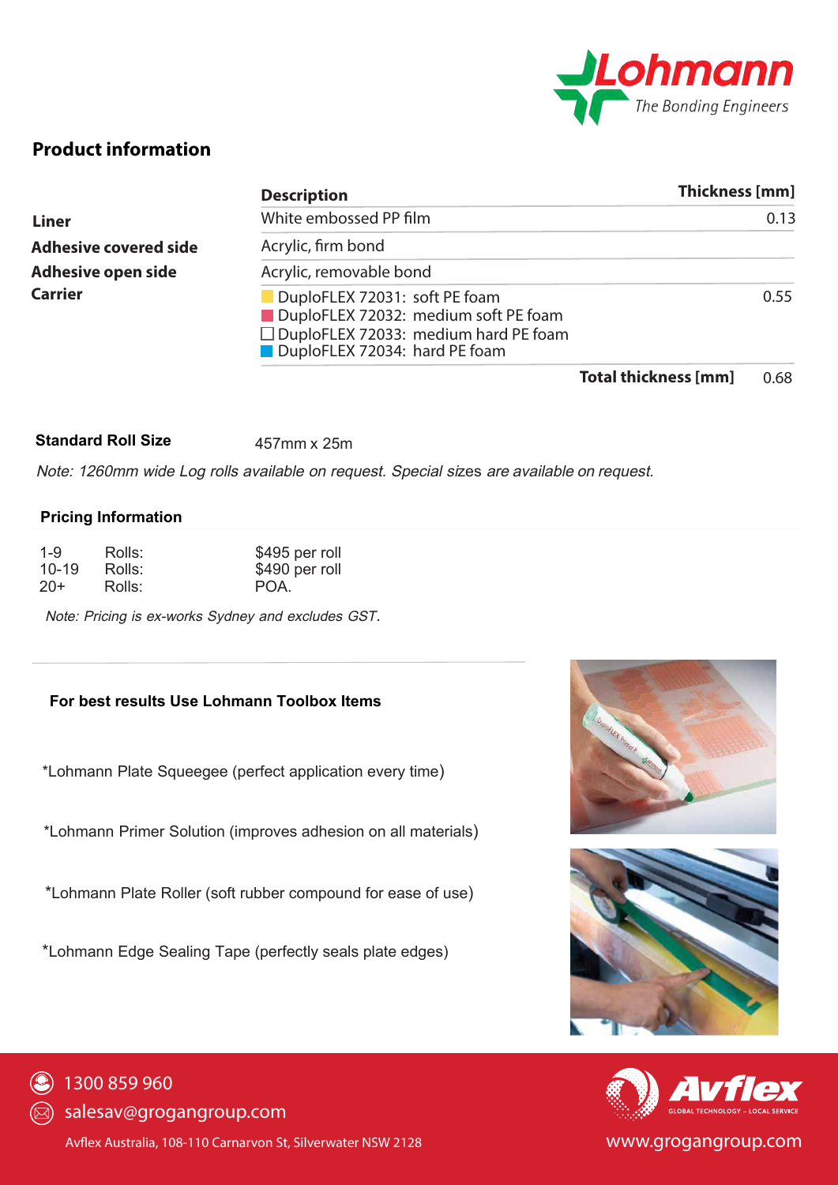## Product information

| | Description | Thickness [mm] |
|---|---|---|
| **Liner** | White embossed PP film | 0.13 |
| **Adhesive covered side** | Acrylic, firm bond | |
| **Adhesive open side** | Acrylic, removable bond | |
| **Carrier** | DuploFLEX 72031: soft PE foam<br>DuploFLEX 72032: medium soft PE foam<br>DuploFLEX 72033: medium hard PE foam<br>DuploFLEX 72034: hard PE foam | 0.55 |
| | **Total thickness [mm]** | 0.68 |

**Standard Roll Size** 457mm x 25m

*Note: 1260mm wide Log rolls available on request. Special sizes are available on request.*

**Pricing Information**

| | | |
|---|---|---|
| 1-9 | Rolls: | $495 per roll |
| 10-19 | Rolls: | $490 per roll |
| 20+ | Rolls: | POA. |

*Note: Pricing is ex-works Sydney and excludes GST.*

**For best results Use Lohmann Toolbox Items**

*Lohmann Plate Squeegee (perfect application every time)

*Lohmann Primer Solution (improves adhesion on all materials)

*Lohmann Plate Roller (soft rubber compound for ease of use)

*Lohmann Edge Sealing Tape (perfectly seals plate edges)

1300 859 960

salesav@grogangroup.com

Avflex Australia, 108-110 Carnarvon St, Silverwater NSW 2128

www.grogangroup.com